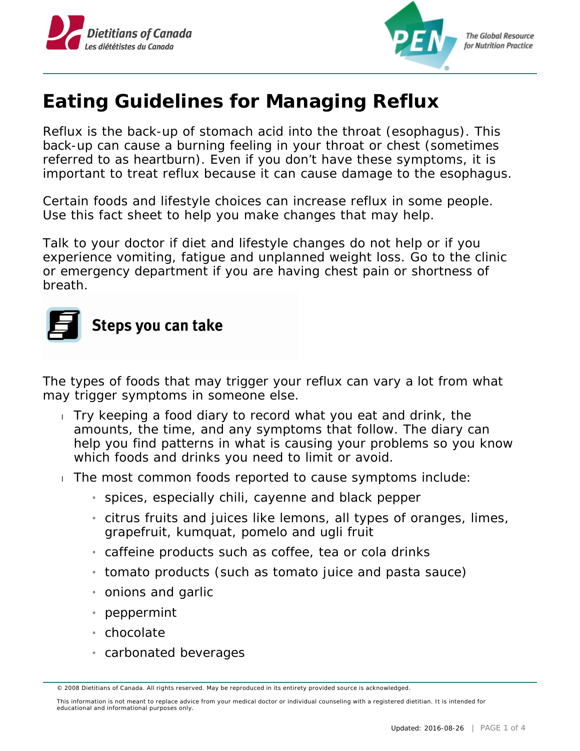# Eating Guidelines for Managing Reflux

Reflux is the back-up of stomach acid into the throat (esophagus). This back-up can cause a burning feeling in your throat or chest (sometimes referred to as heartburn). Even if you don't have these symptoms, it is important to treat reflux because it can cause damage to the esophagus.

Certain foods and lifestyle choices can increase reflux in some people. Use this fact sheet to help you make changes that may help.

Talk to your doctor if diet and lifestyle changes do not help or if you experience vomiting, fatigue and unplanned weight loss. Go to the clinic or emergency department if you are having chest pain or shortness of breath.

## Steps you can take

The types of foods that may trigger your reflux can vary a lot from what may trigger symptoms in someone else.

- Try keeping a food diary to record what you eat and drink, the amounts, the time, and any symptoms that follow. The diary can help you find patterns in what is causing your problems so you know which foods and drinks you need to limit or avoid.
- The most common foods reported to cause symptoms include:
  - spices, especially chili, cayenne and black pepper
  - citrus fruits and juices like lemons, all types of oranges, limes, grapefruit, kumquat, pomelo and ugli fruit
  - caffeine products such as coffee, tea or cola drinks
  - tomato products (such as tomato juice and pasta sauce)
  - onions and garlic
  - peppermint
  - chocolate
  - carbonated beverages

© 2008 Dietitians of Canada. All rights reserved. May be reproduced in its entirety provided source is acknowledged.

This information is not meant to replace advice from your medical doctor or individual counseling with a registered dietitian. It is intended for educational and informational purposes only.

Updated: 2016-08-26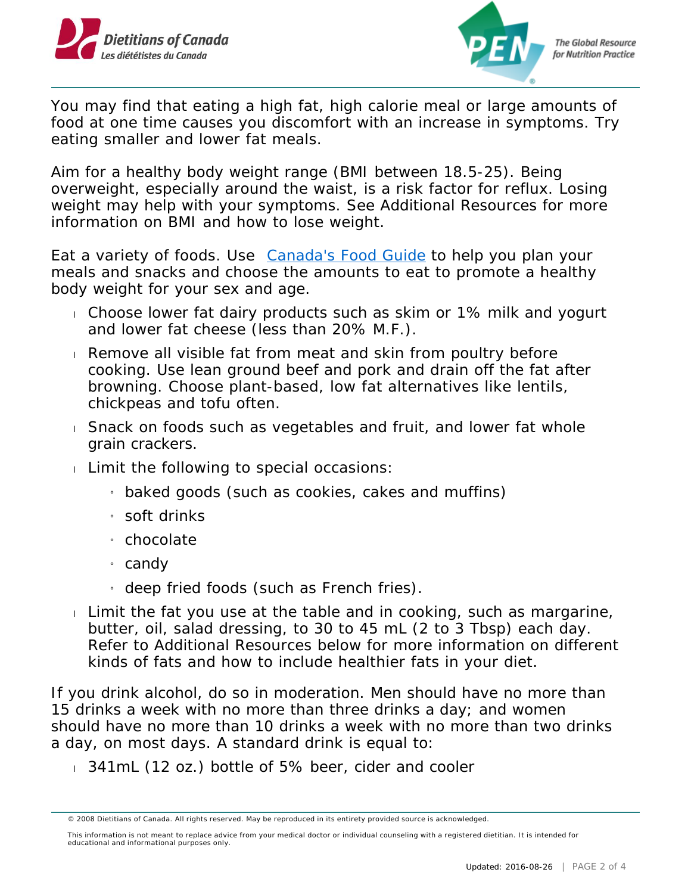You may find that eating a high fat, high calorie meal or large amounts of food at one time causes you discomfort with an increase in symptoms. Try eating smaller and lower fat meals.

Aim for a healthy body weight range (BMI between 18.5-25). Being overweight, especially around the waist, is a risk factor for reflux. Losing weight may help with your symptoms. See Additional Resources for more information on BMI and how to lose weight.

Eat a variety of foods. Use [Canada's Food Guide] to help you plan your meals and snacks and choose the amounts to eat to promote a healthy body weight for your sex and age.

- Choose lower fat dairy products such as skim or 1% milk and yogurt and lower fat cheese (less than 20% M.F.).
- Remove all visible fat from meat and skin from poultry before cooking. Use lean ground beef and pork and drain off the fat after browning. Choose plant-based, low fat alternatives like lentils, chickpeas and tofu often.
- Snack on foods such as vegetables and fruit, and lower fat whole grain crackers.
- Limit the following to special occasions:
  - baked goods (such as cookies, cakes and muffins)
  - soft drinks
  - chocolate
  - candy
  - deep fried foods (such as French fries).
- Limit the fat you use at the table and in cooking, such as margarine, butter, oil, salad dressing, to 30 to 45 mL (2 to 3 Tbsp) each day. Refer to Additional Resources below for more information on different kinds of fats and how to include healthier fats in your diet.

If you drink alcohol, do so in moderation. Men should have no more than 15 drinks a week with no more than three drinks a day; and women should have no more than 10 drinks a week with no more than two drinks a day, on most days. A standard drink is equal to:

- 341mL (12 oz.) bottle of 5% beer, cider and cooler

© 2008 Dietitians of Canada. All rights reserved. May be reproduced in its entirety provided source is acknowledged.

This information is not meant to replace advice from your medical doctor or individual counseling with a registered dietitian. It is intended for educational and informational purposes only.

Updated: 2016-08-26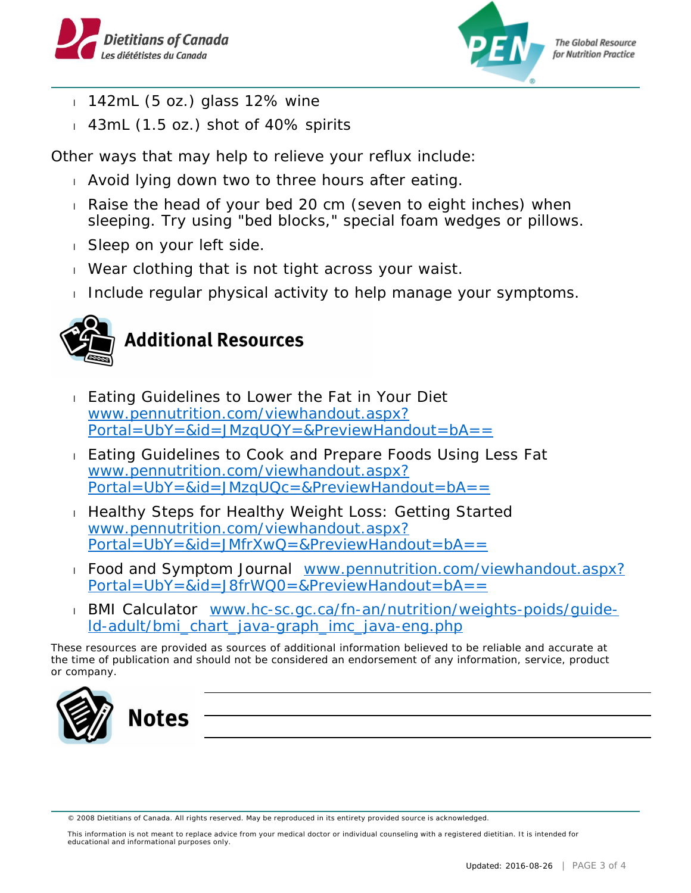- 142mL (5 oz.) glass 12% wine
- 43mL (1.5 oz.) shot of 40% spirits

Other ways that may help to relieve your reflux include:

- Avoid lying down two to three hours after eating.
- Raise the head of your bed 20 cm (seven to eight inches) when sleeping. Try using "bed blocks," special foam wedges or pillows.
- Sleep on your left side.
- Wear clothing that is not tight across your waist.
- Include regular physical activity to help manage your symptoms.

## Additional Resources

- Eating Guidelines to Lower the Fat in Your Diet www.pennutrition.com/viewhandout.aspx?Portal=UbY=&id=JMzqUQY=&PreviewHandout=bA==
- Eating Guidelines to Cook and Prepare Foods Using Less Fat www.pennutrition.com/viewhandout.aspx?Portal=UbY=&id=JMzqUQc=&PreviewHandout=bA==
- Healthy Steps for Healthy Weight Loss: Getting Started www.pennutrition.com/viewhandout.aspx?Portal=UbY=&id=JMfrXwQ=&PreviewHandout=bA==
- Food and Symptom Journal www.pennutrition.com/viewhandout.aspx?Portal=UbY=&id=J8frWQ0=&PreviewHandout=bA==
- BMI Calculator www.hc-sc.gc.ca/fn-an/nutrition/weights-poids/guide-ld-adult/bmi_chart_java-graph_imc_java-eng.php

These resources are provided as sources of additional information believed to be reliable and accurate at the time of publication and should not be considered an endorsement of any information, service, product or company.

## Notes

© 2008 Dietitians of Canada. All rights reserved. May be reproduced in its entirety provided source is acknowledged.

This information is not meant to replace advice from your medical doctor or individual counseling with a registered dietitian. It is intended for educational and informational purposes only.

Updated: 2016-08-26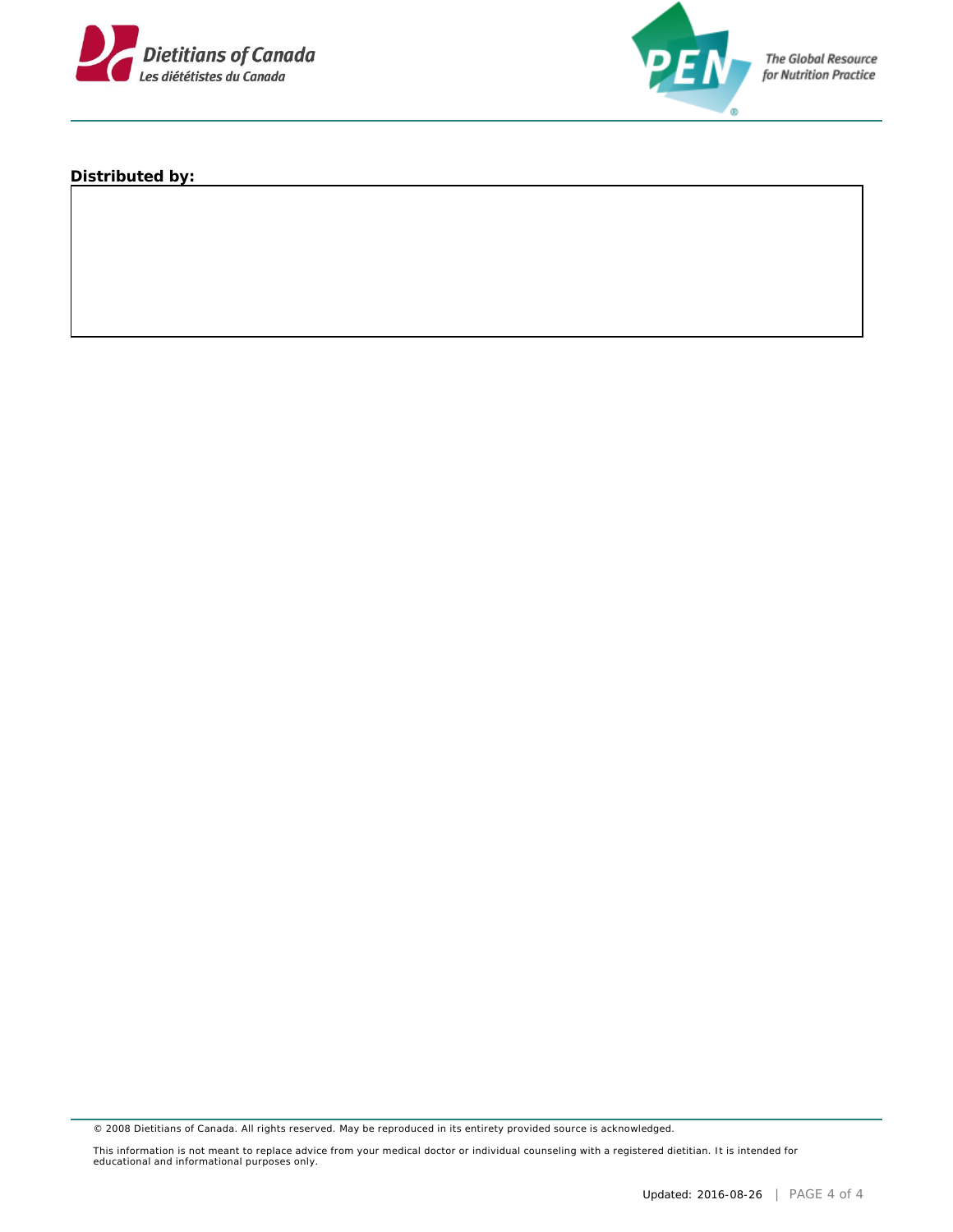**Distributed by:**

© 2008 Dietitians of Canada. All rights reserved. May be reproduced in its entirety provided source is acknowledged.

This information is not meant to replace advice from your medical doctor or individual counseling with a registered dietitian. It is intended for educational and informational purposes only.

Updated: 2016-08-26